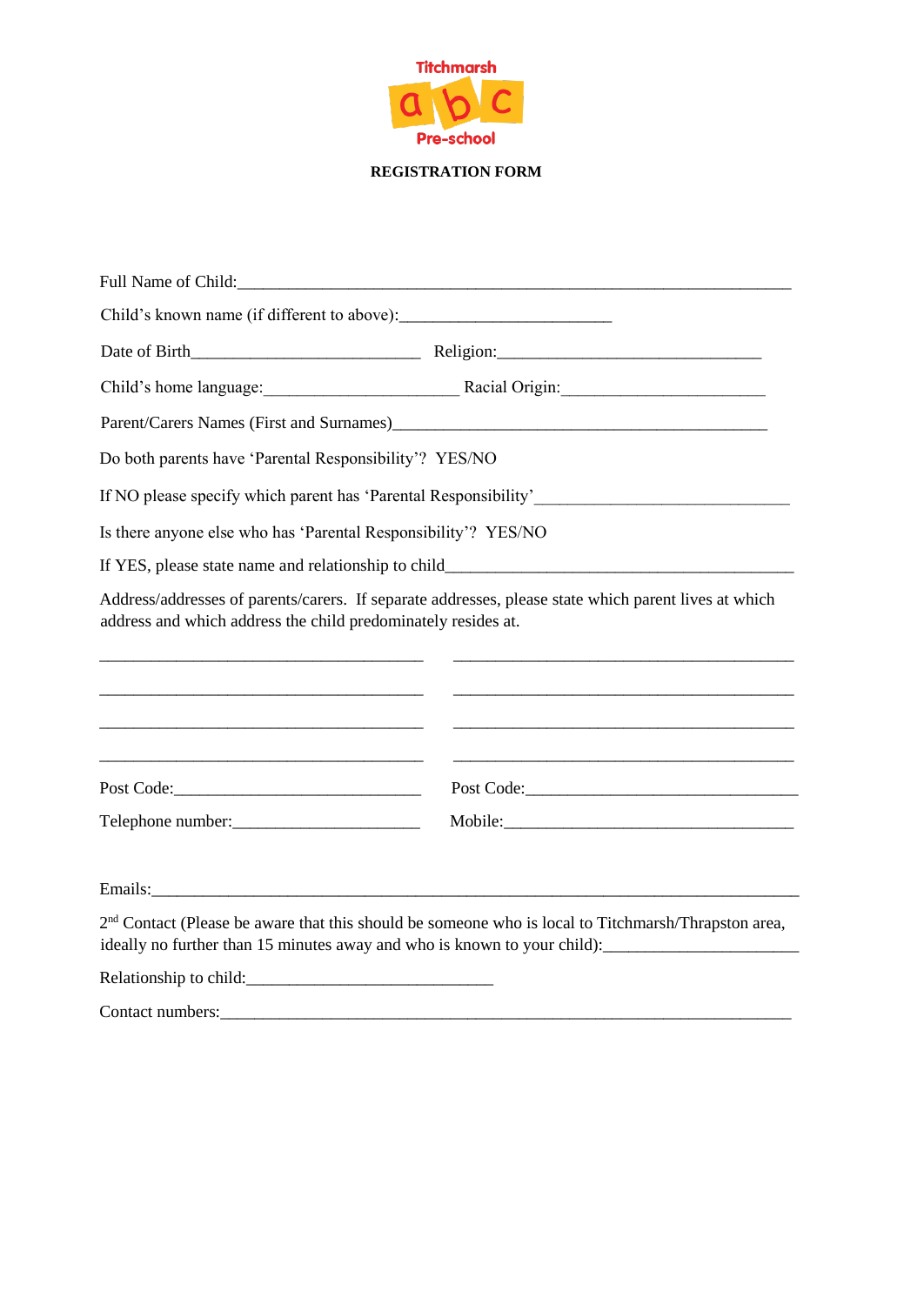Titchmarsh abc Pre-school

**REGISTRATION FORM**

Full Name of Child:_______________________________________________________________

Child's known name (if different to above):_______________________

Date of Birth_________________________ Religion:_____________________________

Child's home language:______________________ Racial Origin:______________________

Parent/Carers Names (First and Surnames)____________________________________________

Do both parents have 'Parental Responsibility'? YES/NO

If NO please specify which parent has 'Parental Responsibility'_____________________________

Is there anyone else who has 'Parental Responsibility'? YES/NO

If YES, please state name and relationship to child_______________________________________

Address/addresses of parents/carers. If separate addresses, please state which parent lives at which address and which address the child predominately resides at.

____________________________________ ______________________________________

____________________________________ ______________________________________

____________________________________ ______________________________________

____________________________________ ______________________________________

Post Code:____________________________ Post Code:________________________________

Telephone number:_____________________ Mobile:__________________________________

Emails:________________________________________________________________________

2nd Contact (Please be aware that this should be someone who is local to Titchmarsh/Thrapston area, ideally no further than 15 minutes away and who is known to your child):______________________

Relationship to child:____________________________

Contact numbers:_________________________________________________________________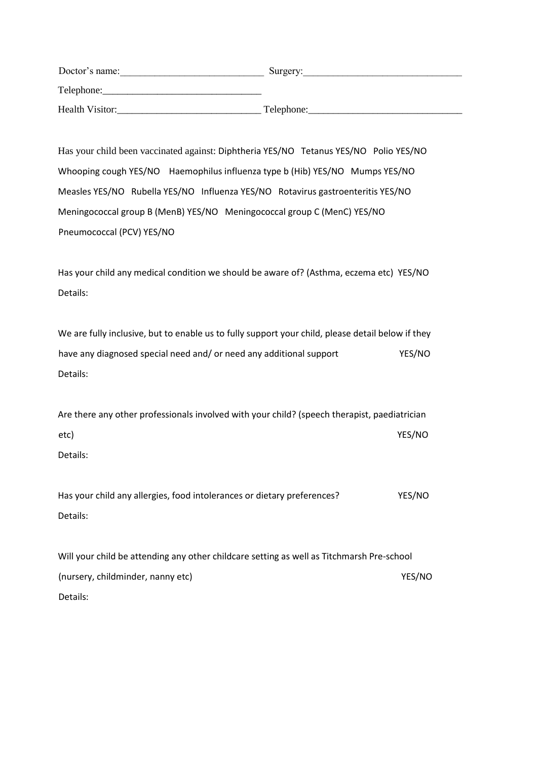Doctor's name:_____________________________ Surgery:________________________________

Telephone:________________________________

Health Visitor:_____________________________ Telephone:_______________________________

Has your child been vaccinated against: Diphtheria YES/NO Tetanus YES/NO Polio YES/NO Whooping cough YES/NO Haemophilus influenza type b (Hib) YES/NO Mumps YES/NO Measles YES/NO Rubella YES/NO Influenza YES/NO Rotavirus gastroenteritis YES/NO Meningococcal group B (MenB) YES/NO Meningococcal group C (MenC) YES/NO Pneumococcal (PCV) YES/NO

Has your child any medical condition we should be aware of? (Asthma, eczema etc) YES/NO

Details:

We are fully inclusive, but to enable us to fully support your child, please detail below if they have any diagnosed special need and/ or need any additional support YES/NO

Details:

Are there any other professionals involved with your child? (speech therapist, paediatrician etc) YES/NO

Details:

Has your child any allergies, food intolerances or dietary preferences? YES/NO

Details:

Will your child be attending any other childcare setting as well as Titchmarsh Pre-school (nursery, childminder, nanny etc) YES/NO

Details: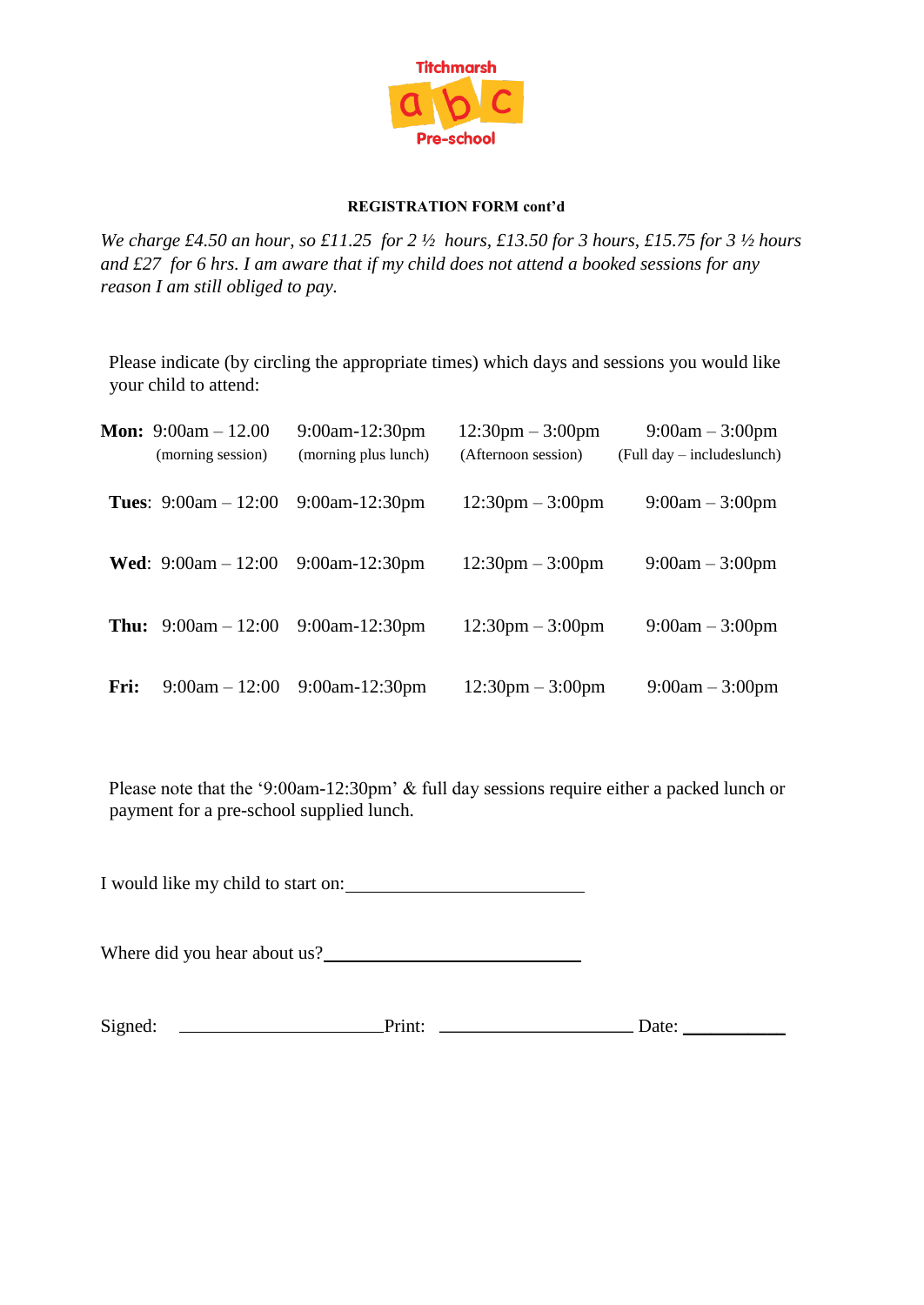Titchmarsh abc Pre-school

**REGISTRATION FORM cont'd**

*We charge £4.50 an hour, so £11.25 for 2 ½ hours, £13.50 for 3 hours, £15.75 for 3 ½ hours and £27 for 6 hrs. I am aware that if my child does not attend a booked sessions for any reason I am still obliged to pay.*

Please indicate (by circling the appropriate times) which days and sessions you would like your child to attend:

| | | | | |
|---|---|---|---|---|
| **Mon:** | 9:00am – 12.00 (morning session) | 9:00am-12:30pm (morning plus lunch) | 12:30pm – 3:00pm (Afternoon session) | 9:00am – 3:00pm (Full day – includeslunch) |
| **Tues**: | 9:00am – 12:00 | 9:00am-12:30pm | 12:30pm – 3:00pm | 9:00am – 3:00pm |
| **Wed**: | 9:00am – 12:00 | 9:00am-12:30pm | 12:30pm – 3:00pm | 9:00am – 3:00pm |
| **Thu:** | 9:00am – 12:00 | 9:00am-12:30pm | 12:30pm – 3:00pm | 9:00am – 3:00pm |
| **Fri:** | 9:00am – 12:00 | 9:00am-12:30pm | 12:30pm – 3:00pm | 9:00am – 3:00pm |

Please note that the '9:00am-12:30pm' & full day sessions require either a packed lunch or payment for a pre-school supplied lunch.

I would like my child to start on:___________________________

Where did you hear about us?_____________________________

Signed: _______________________ Print: _____________________ Date: ___________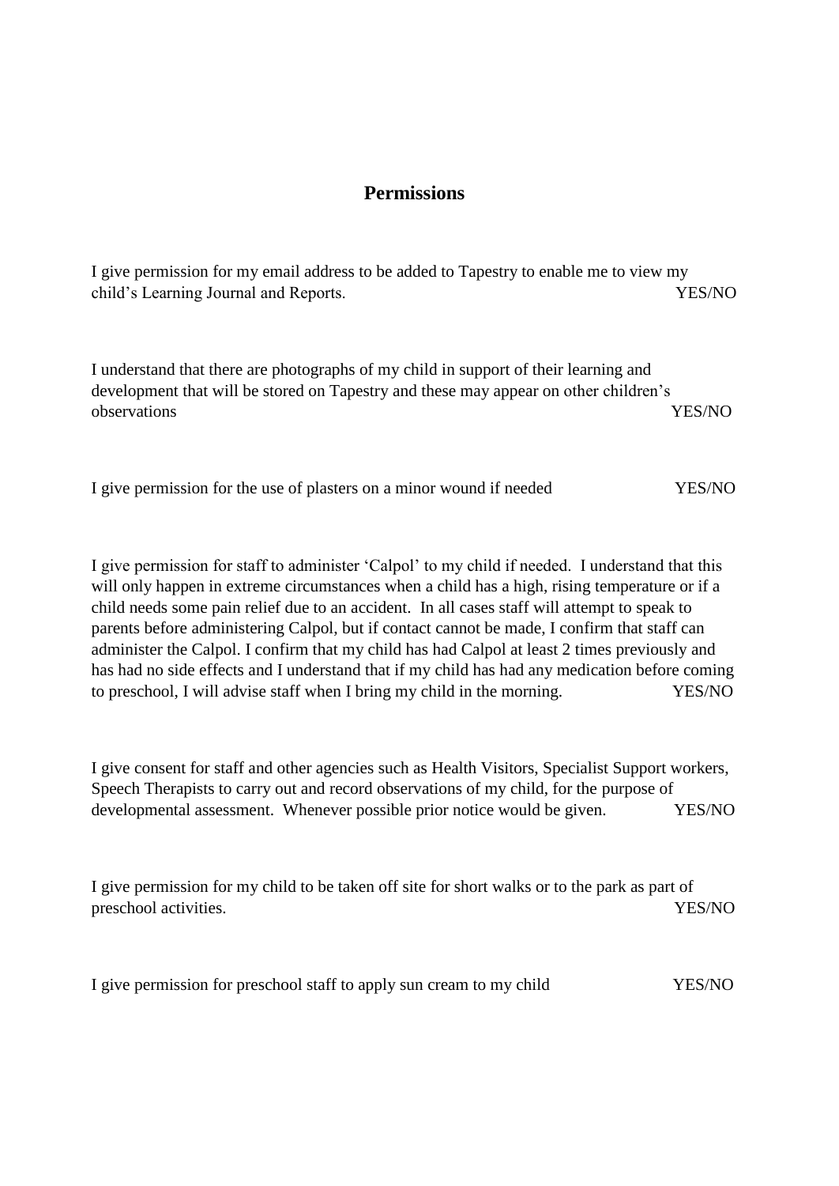## Permissions

I give permission for my email address to be added to Tapestry to enable me to view my child's Learning Journal and Reports. YES/NO

I understand that there are photographs of my child in support of their learning and development that will be stored on Tapestry and these may appear on other children's observations YES/NO

I give permission for the use of plasters on a minor wound if needed YES/NO

I give permission for staff to administer 'Calpol' to my child if needed. I understand that this will only happen in extreme circumstances when a child has a high, rising temperature or if a child needs some pain relief due to an accident. In all cases staff will attempt to speak to parents before administering Calpol, but if contact cannot be made, I confirm that staff can administer the Calpol. I confirm that my child has had Calpol at least 2 times previously and has had no side effects and I understand that if my child has had any medication before coming to preschool, I will advise staff when I bring my child in the morning. YES/NO

I give consent for staff and other agencies such as Health Visitors, Specialist Support workers, Speech Therapists to carry out and record observations of my child, for the purpose of developmental assessment. Whenever possible prior notice would be given. YES/NO

I give permission for my child to be taken off site for short walks or to the park as part of preschool activities. YES/NO

I give permission for preschool staff to apply sun cream to my child YES/NO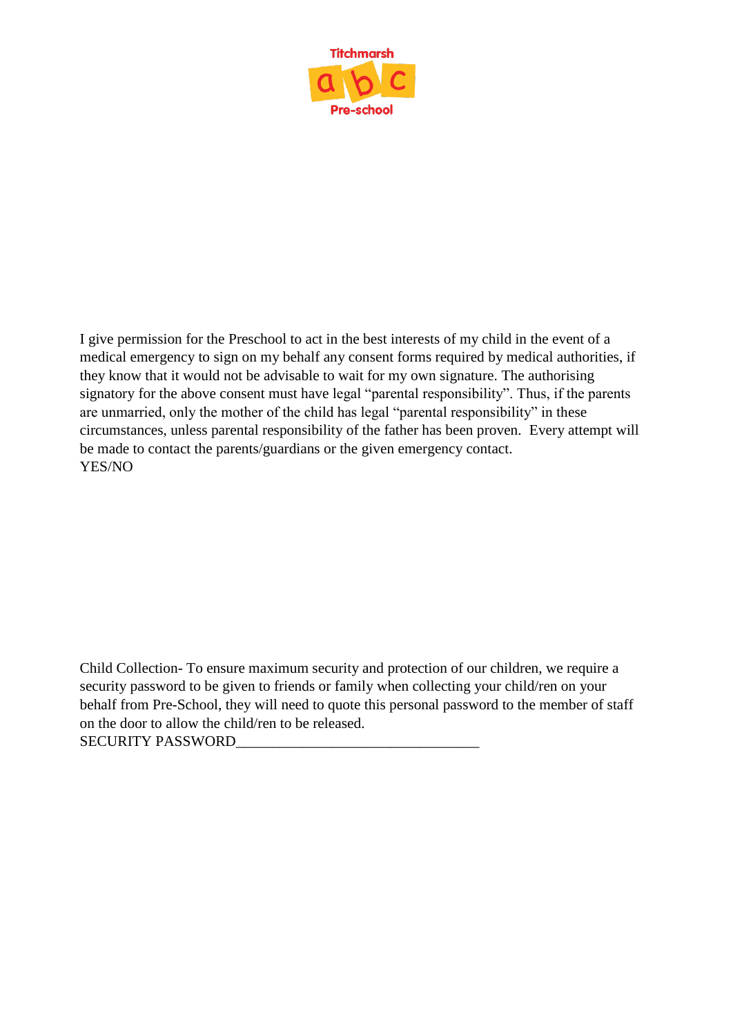Titchmarsh abc Pre-school

I give permission for the Preschool to act in the best interests of my child in the event of a medical emergency to sign on my behalf any consent forms required by medical authorities, if they know that it would not be advisable to wait for my own signature. The authorising signatory for the above consent must have legal “parental responsibility”. Thus, if the parents are unmarried, only the mother of the child has legal “parental responsibility” in these circumstances, unless parental responsibility of the father has been proven. Every attempt will be made to contact the parents/guardians or the given emergency contact.
YES/NO

Child Collection- To ensure maximum security and protection of our children, we require a security password to be given to friends or family when collecting your child/ren on your behalf from Pre-School, they will need to quote this personal password to the member of staff on the door to allow the child/ren to be released.
SECURITY PASSWORD_________________________________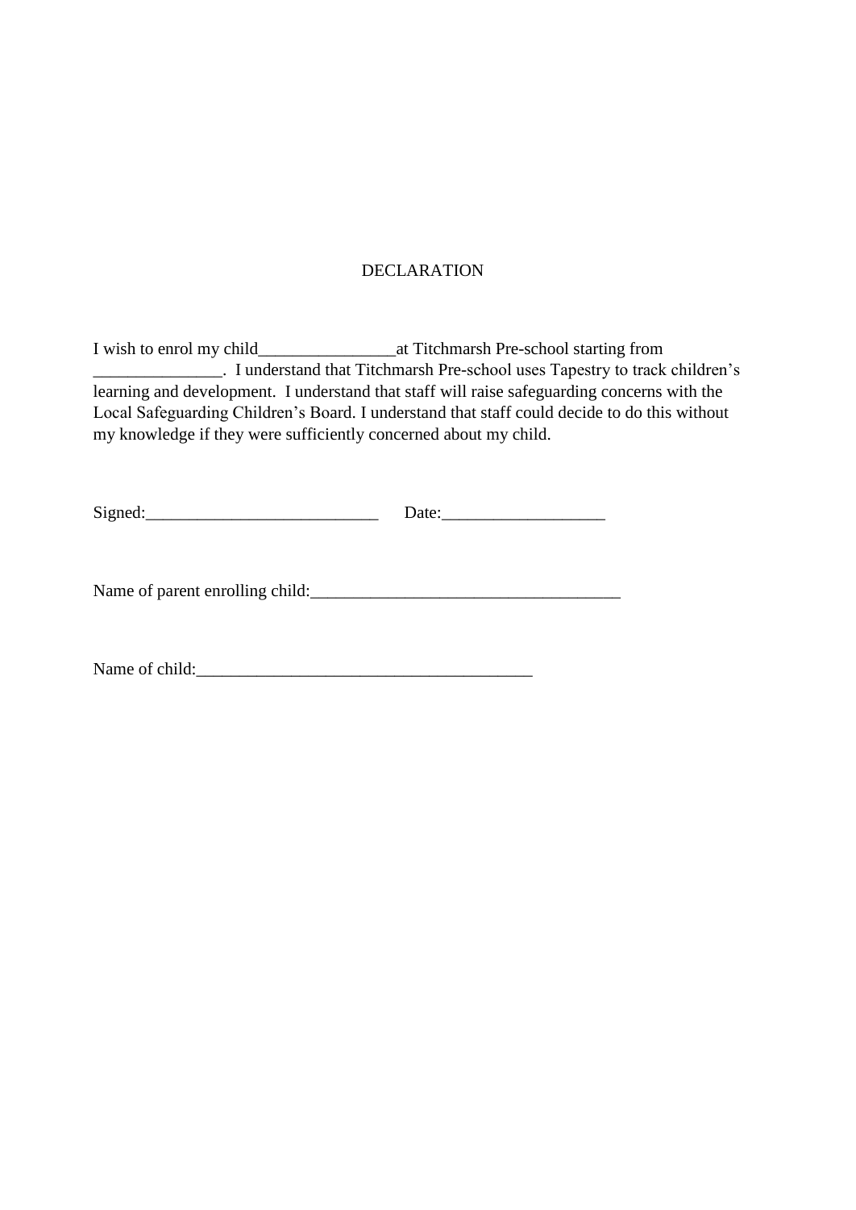# DECLARATION

I wish to enrol my child________________at Titchmarsh Pre-school starting from _______________. I understand that Titchmarsh Pre-school uses Tapestry to track children's learning and development. I understand that staff will raise safeguarding concerns with the Local Safeguarding Children's Board. I understand that staff could decide to do this without my knowledge if they were sufficiently concerned about my child.

Signed:___________________________ Date:___________________

Name of parent enrolling child:____________________________________

Name of child:_______________________________________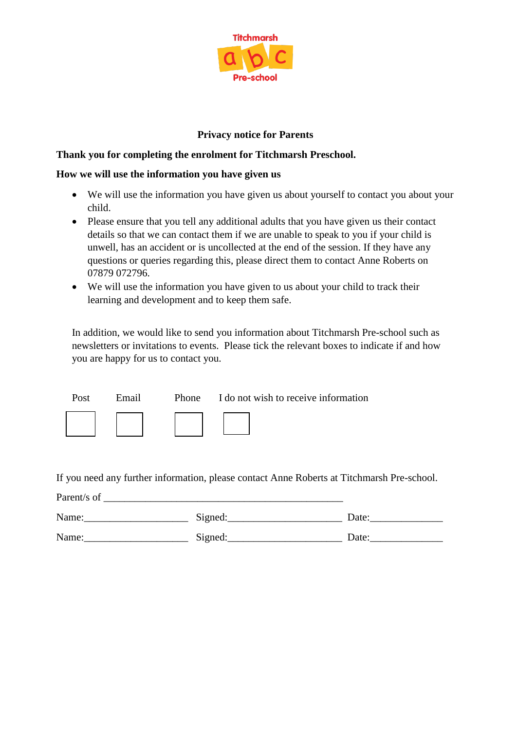Titchmarsh abc Pre-school

**Privacy notice for Parents**

**Thank you for completing the enrolment for Titchmarsh Preschool.**

**How we will use the information you have given us**

- We will use the information you have given us about yourself to contact you about your child.
- Please ensure that you tell any additional adults that you have given us their contact details so that we can contact them if we are unable to speak to you if your child is unwell, has an accident or is uncollected at the end of the session. If they have any questions or queries regarding this, please direct them to contact Anne Roberts on 07879 072796.
- We will use the information you have given to us about your child to track their learning and development and to keep them safe.

In addition, we would like to send you information about Titchmarsh Pre-school such as newsletters or invitations to events. Please tick the relevant boxes to indicate if and how you are happy for us to contact you.

| Post | Email | Phone | I do not wish to receive information |
|---|---|---|---|
| ☐ | ☐ | ☐ | ☐ |

If you need any further information, please contact Anne Roberts at Titchmarsh Pre-school.

Parent/s of ______________________________________________

Name:____________________ Signed:______________________ Date:_____________

Name:____________________ Signed:______________________ Date:_____________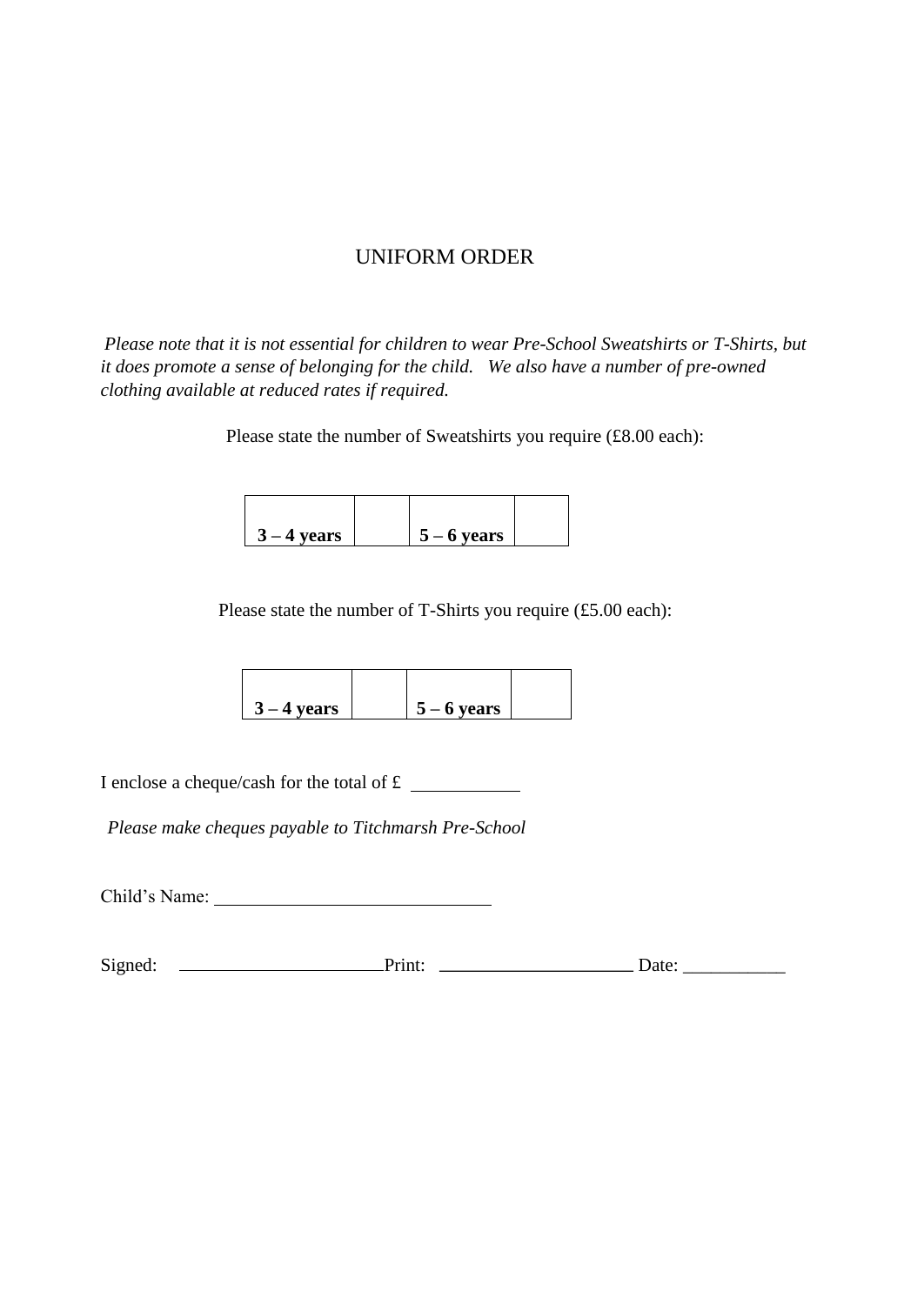# UNIFORM ORDER

*Please note that it is not essential for children to wear Pre-School Sweatshirts or T-Shirts, but it does promote a sense of belonging for the child. We also have a number of pre-owned clothing available at reduced rates if required.*

Please state the number of Sweatshirts you require (£8.00 each):

| | | | |
|---|---|---|---|
| **3 – 4 years** | | **5 – 6 years** | |

Please state the number of T-Shirts you require (£5.00 each):

| | | | |
|---|---|---|---|
| **3 – 4 years** | | **5 – 6 years** | |

I enclose a cheque/cash for the total of £ ____________

*Please make cheques payable to Titchmarsh Pre-School*

Child's Name: ______________________________

Signed: ______________________ Print: ______________________ Date: ___________